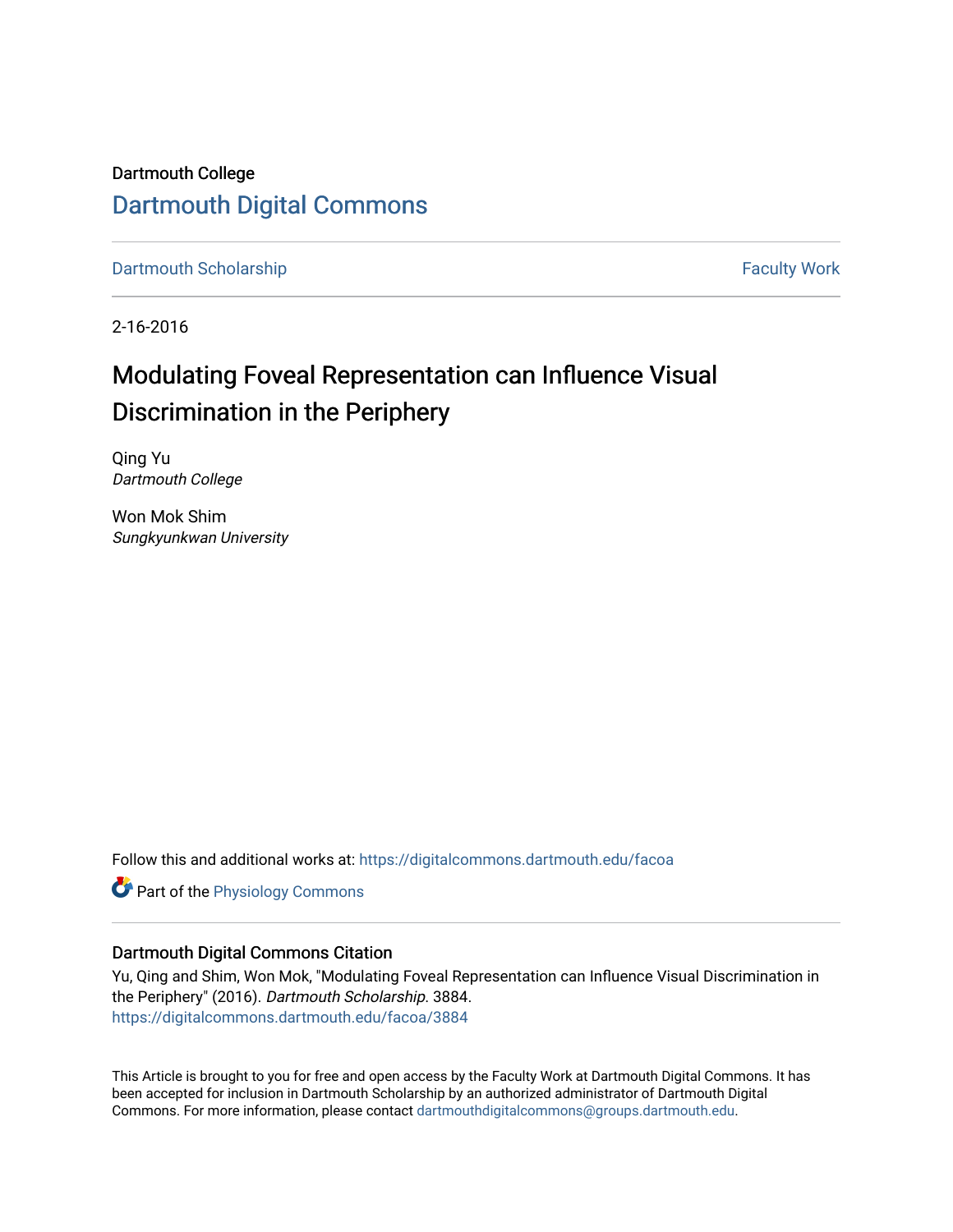Dartmouth College

# Dartmouth Digital Commons

Dartmouth Scholarship | Faculty Work

2-16-2016

# Modulating Foveal Representation can Influence Visual Discrimination in the Periphery

Qing Yu
*Dartmouth College*

Won Mok Shim
*Sungkyunkwan University*

Follow this and additional works at: https://digitalcommons.dartmouth.edu/facoa

Part of the Physiology Commons

## Dartmouth Digital Commons Citation

Yu, Qing and Shim, Won Mok, "Modulating Foveal Representation can Influence Visual Discrimination in the Periphery" (2016). *Dartmouth Scholarship*. 3884.
https://digitalcommons.dartmouth.edu/facoa/3884

This Article is brought to you for free and open access by the Faculty Work at Dartmouth Digital Commons. It has been accepted for inclusion in Dartmouth Scholarship by an authorized administrator of Dartmouth Digital Commons. For more information, please contact dartmouthdigitalcommons@groups.dartmouth.edu.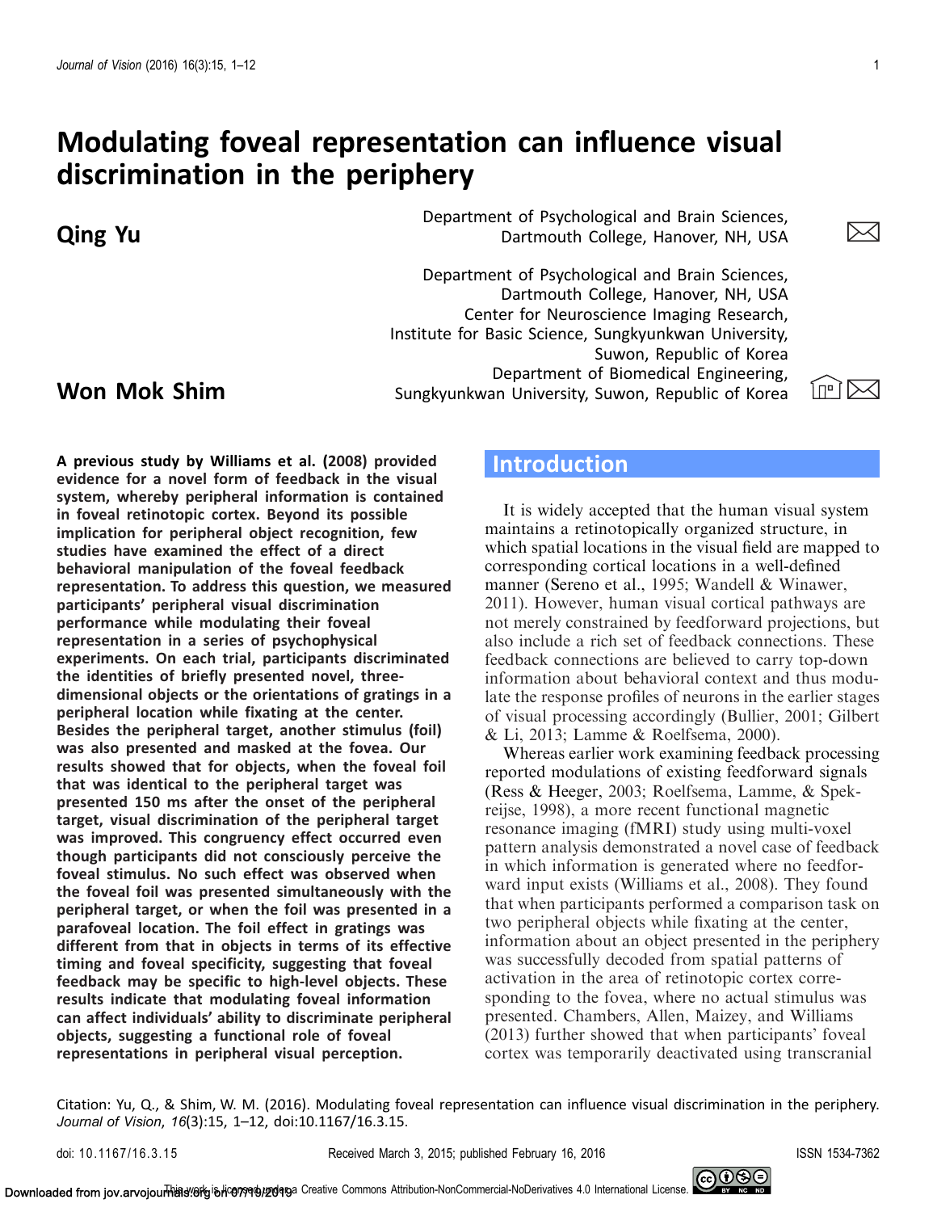# Modulating foveal representation can influence visual discrimination in the periphery

**Qing Yu**

Department of Psychological and Brain Sciences, Dartmouth College, Hanover, NH, USA

**Won Mok Shim**

Department of Psychological and Brain Sciences, Dartmouth College, Hanover, NH, USA
Center for Neuroscience Imaging Research, Institute for Basic Science, Sungkyunkwan University, Suwon, Republic of Korea
Department of Biomedical Engineering, Sungkyunkwan University, Suwon, Republic of Korea

**A previous study by Williams et al. (2008) provided evidence for a novel form of feedback in the visual system, whereby peripheral information is contained in foveal retinotopic cortex. Beyond its possible implication for peripheral object recognition, few studies have examined the effect of a direct behavioral manipulation of the foveal feedback representation. To address this question, we measured participants' peripheral visual discrimination performance while modulating their foveal representation in a series of psychophysical experiments. On each trial, participants discriminated the identities of briefly presented novel, three-dimensional objects or the orientations of gratings in a peripheral location while fixating at the center. Besides the peripheral target, another stimulus (foil) was also presented and masked at the fovea. Our results showed that for objects, when the foveal foil that was identical to the peripheral target was presented 150 ms after the onset of the peripheral target, visual discrimination of the peripheral target was improved. This congruency effect occurred even though participants did not consciously perceive the foveal stimulus. No such effect was observed when the foveal foil was presented simultaneously with the peripheral target, or when the foil was presented in a parafoveal location. The foil effect in gratings was different from that in objects in terms of its effective timing and foveal specificity, suggesting that foveal feedback may be specific to high-level objects. These results indicate that modulating foveal information can affect individuals' ability to discriminate peripheral objects, suggesting a functional role of foveal representations in peripheral visual perception.**

## Introduction

It is widely accepted that the human visual system maintains a retinotopically organized structure, in which spatial locations in the visual field are mapped to corresponding cortical locations in a well-defined manner (Sereno et al., 1995; Wandell & Winawer, 2011). However, human visual cortical pathways are not merely constrained by feedforward projections, but also include a rich set of feedback connections. These feedback connections are believed to carry top-down information about behavioral context and thus modulate the response profiles of neurons in the earlier stages of visual processing accordingly (Bullier, 2001; Gilbert & Li, 2013; Lamme & Roelfsema, 2000).

Whereas earlier work examining feedback processing reported modulations of existing feedforward signals (Ress & Heeger, 2003; Roelfsema, Lamme, & Spekreijse, 1998), a more recent functional magnetic resonance imaging (fMRI) study using multi-voxel pattern analysis demonstrated a novel case of feedback in which information is generated where no feedforward input exists (Williams et al., 2008). They found that when participants performed a comparison task on two peripheral objects while fixating at the center, information about an object presented in the periphery was successfully decoded from spatial patterns of activation in the area of retinotopic cortex corresponding to the fovea, where no actual stimulus was presented. Chambers, Allen, Maizey, and Williams (2013) further showed that when participants' foveal cortex was temporarily deactivated using transcranial

Citation: Yu, Q., & Shim, W. M. (2016). Modulating foveal representation can influence visual discrimination in the periphery. *Journal of Vision*, *16*(3):15, 1–12, doi:10.1167/16.3.15.

doi: 10.1167/16.3.15 Received March 3, 2015; published February 16, 2016 ISSN 1534-7362

This work is licensed under a Creative Commons Attribution-NonCommercial-NoDerivatives 4.0 International License.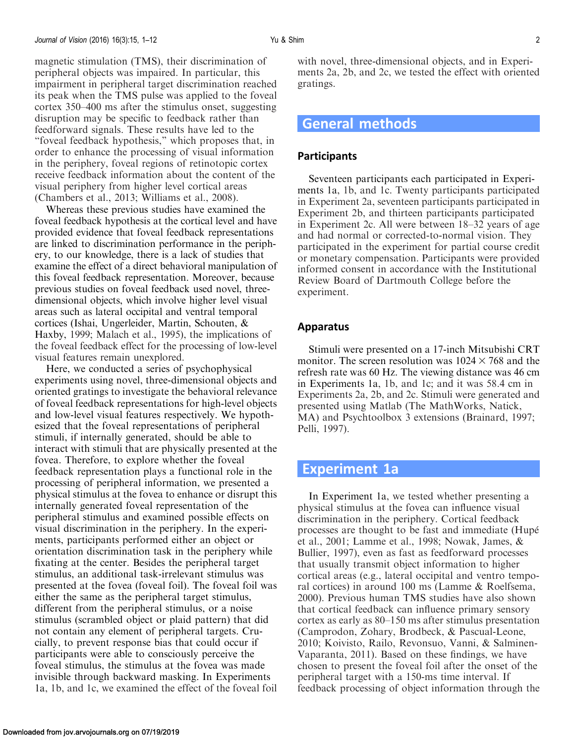magnetic stimulation (TMS), their discrimination of peripheral objects was impaired. In particular, this impairment in peripheral target discrimination reached its peak when the TMS pulse was applied to the foveal cortex 350–400 ms after the stimulus onset, suggesting disruption may be specific to feedback rather than feedforward signals. These results have led to the "foveal feedback hypothesis," which proposes that, in order to enhance the processing of visual information in the periphery, foveal regions of retinotopic cortex receive feedback information about the content of the visual periphery from higher level cortical areas (Chambers et al., 2013; Williams et al., 2008).

Whereas these previous studies have examined the foveal feedback hypothesis at the cortical level and have provided evidence that foveal feedback representations are linked to discrimination performance in the periphery, to our knowledge, there is a lack of studies that examine the effect of a direct behavioral manipulation of this foveal feedback representation. Moreover, because previous studies on foveal feedback used novel, three-dimensional objects, which involve higher level visual areas such as lateral occipital and ventral temporal cortices (Ishai, Ungerleider, Martin, Schouten, & Haxby, 1999; Malach et al., 1995), the implications of the foveal feedback effect for the processing of low-level visual features remain unexplored.

Here, we conducted a series of psychophysical experiments using novel, three-dimensional objects and oriented gratings to investigate the behavioral relevance of foveal feedback representations for high-level objects and low-level visual features respectively. We hypothesized that the foveal representations of peripheral stimuli, if internally generated, should be able to interact with stimuli that are physically presented at the fovea. Therefore, to explore whether the foveal feedback representation plays a functional role in the processing of peripheral information, we presented a physical stimulus at the fovea to enhance or disrupt this internally generated foveal representation of the peripheral stimulus and examined possible effects on visual discrimination in the periphery. In the experiments, participants performed either an object or orientation discrimination task in the periphery while fixating at the center. Besides the peripheral target stimulus, an additional task-irrelevant stimulus was presented at the fovea (foveal foil). The foveal foil was either the same as the peripheral target stimulus, different from the peripheral stimulus, or a noise stimulus (scrambled object or plaid pattern) that did not contain any element of peripheral targets. Crucially, to prevent response bias that could occur if participants were able to consciously perceive the foveal stimulus, the stimulus at the fovea was made invisible through backward masking. In Experiments 1a, 1b, and 1c, we examined the effect of the foveal foil with novel, three-dimensional objects, and in Experiments 2a, 2b, and 2c, we tested the effect with oriented gratings.

## General methods

### Participants

Seventeen participants each participated in Experiments 1a, 1b, and 1c. Twenty participants participated in Experiment 2a, seventeen participants participated in Experiment 2b, and thirteen participants participated in Experiment 2c. All were between 18–32 years of age and had normal or corrected-to-normal vision. They participated in the experiment for partial course credit or monetary compensation. Participants were provided informed consent in accordance with the Institutional Review Board of Dartmouth College before the experiment.

### Apparatus

Stimuli were presented on a 17-inch Mitsubishi CRT monitor. The screen resolution was 1024 × 768 and the refresh rate was 60 Hz. The viewing distance was 46 cm in Experiments 1a, 1b, and 1c; and it was 58.4 cm in Experiments 2a, 2b, and 2c. Stimuli were generated and presented using Matlab (The MathWorks, Natick, MA) and Psychtoolbox 3 extensions (Brainard, 1997; Pelli, 1997).

## Experiment 1a

In Experiment 1a, we tested whether presenting a physical stimulus at the fovea can influence visual discrimination in the periphery. Cortical feedback processes are thought to be fast and immediate (Hupé et al., 2001; Lamme et al., 1998; Nowak, James, & Bullier, 1997), even as fast as feedforward processes that usually transmit object information to higher cortical areas (e.g., lateral occipital and ventro temporal cortices) in around 100 ms (Lamme & Roelfsema, 2000). Previous human TMS studies have also shown that cortical feedback can influence primary sensory cortex as early as 80–150 ms after stimulus presentation (Camprodon, Zohary, Brodbeck, & Pascual-Leone, 2010; Koivisto, Railo, Revonsuo, Vanni, & Salminen-Vaparanta, 2011). Based on these findings, we have chosen to present the foveal foil after the onset of the peripheral target with a 150-ms time interval. If feedback processing of object information through the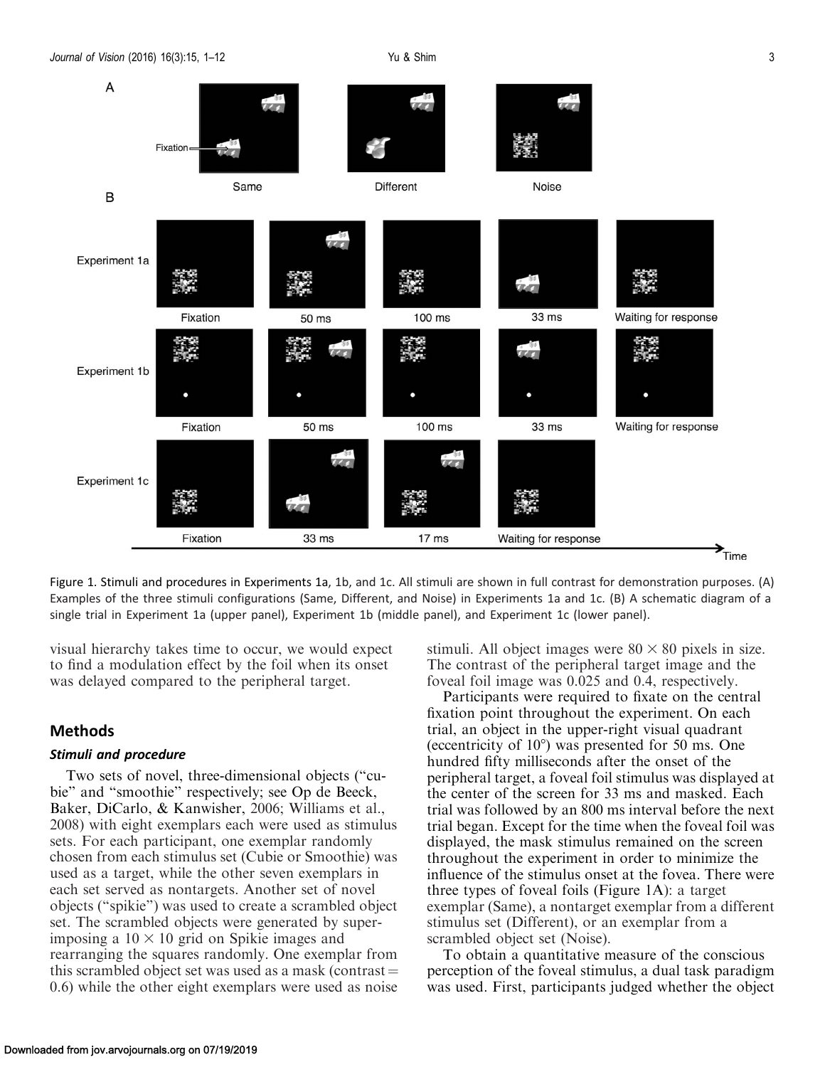Figure 1. Stimuli and procedures in Experiments 1a, 1b, and 1c. All stimuli are shown in full contrast for demonstration purposes. (A) Examples of the three stimuli configurations (Same, Different, and Noise) in Experiments 1a and 1c. (B) A schematic diagram of a single trial in Experiment 1a (upper panel), Experiment 1b (middle panel), and Experiment 1c (lower panel).

visual hierarchy takes time to occur, we would expect to find a modulation effect by the foil when its onset was delayed compared to the peripheral target.

## Methods

### *Stimuli and procedure*

Two sets of novel, three-dimensional objects ("cubie" and "smoothie" respectively; see Op de Beeck, Baker, DiCarlo, & Kanwisher, 2006; Williams et al., 2008) with eight exemplars each were used as stimulus sets. For each participant, one exemplar randomly chosen from each stimulus set (Cubie or Smoothie) was used as a target, while the other seven exemplars in each set served as nontargets. Another set of novel objects ("spikie") was used to create a scrambled object set. The scrambled objects were generated by superimposing a $10 \times 10$ grid on Spikie images and rearranging the squares randomly. One exemplar from this scrambled object set was used as a mask (contrast = 0.6) while the other eight exemplars were used as noise stimuli. All object images were $80 \times 80$ pixels in size. The contrast of the peripheral target image and the foveal foil image was 0.025 and 0.4, respectively.

Participants were required to fixate on the central fixation point throughout the experiment. On each trial, an object in the upper-right visual quadrant (eccentricity of 10°) was presented for 50 ms. One hundred fifty milliseconds after the onset of the peripheral target, a foveal foil stimulus was displayed at the center of the screen for 33 ms and masked. Each trial was followed by an 800 ms interval before the next trial began. Except for the time when the foveal foil was displayed, the mask stimulus remained on the screen throughout the experiment in order to minimize the influence of the stimulus onset at the fovea. There were three types of foveal foils (Figure 1A): a target exemplar (Same), a nontarget exemplar from a different stimulus set (Different), or an exemplar from a scrambled object set (Noise).

To obtain a quantitative measure of the conscious perception of the foveal stimulus, a dual task paradigm was used. First, participants judged whether the object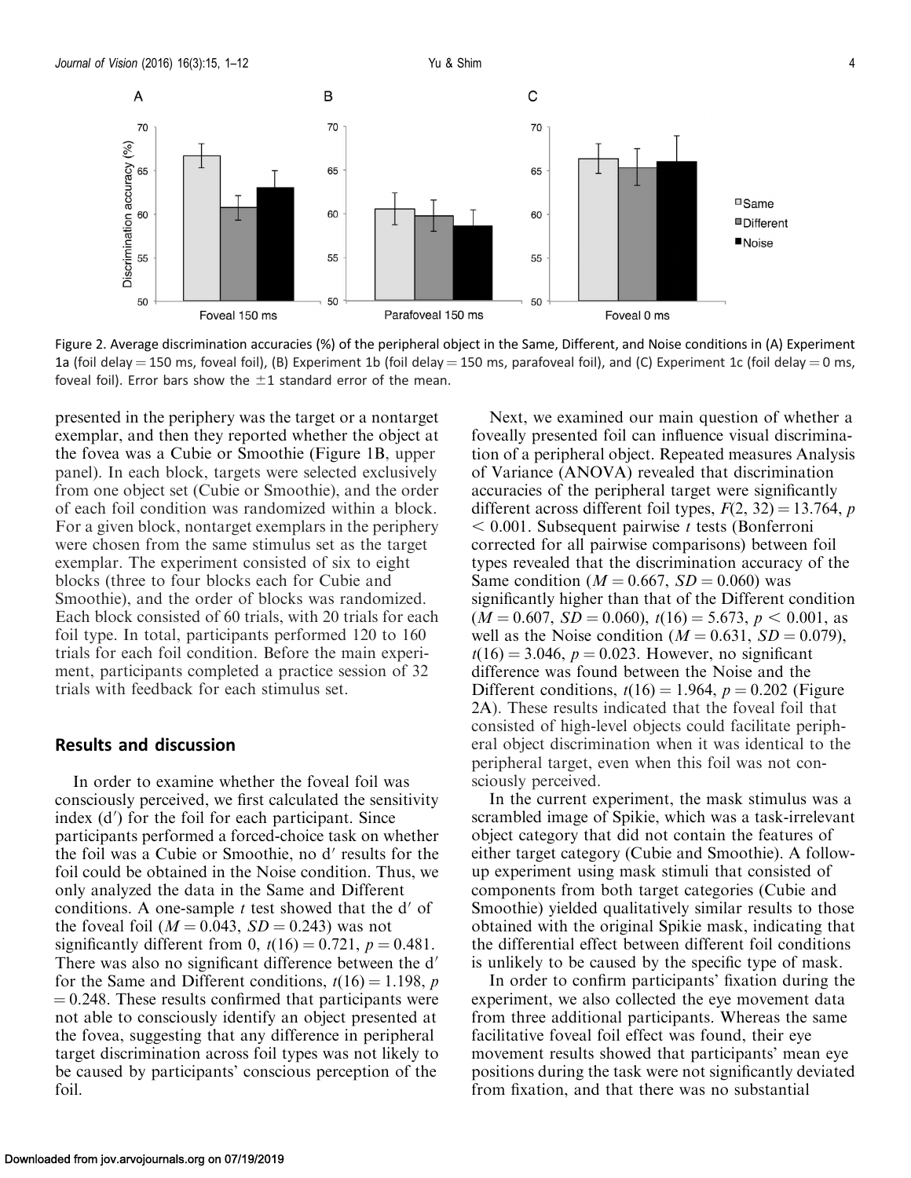Figure 2. Average discrimination accuracies (%) of the peripheral object in the Same, Different, and Noise conditions in (A) Experiment 1a (foil delay = 150 ms, foveal foil), (B) Experiment 1b (foil delay = 150 ms, parafoveal foil), and (C) Experiment 1c (foil delay = 0 ms, foveal foil). Error bars show the ±1 standard error of the mean.

presented in the periphery was the target or a nontarget exemplar, and then they reported whether the object at the fovea was a Cubie or Smoothie (Figure 1B, upper panel). In each block, targets were selected exclusively from one object set (Cubie or Smoothie), and the order of each foil condition was randomized within a block. For a given block, nontarget exemplars in the periphery were chosen from the same stimulus set as the target exemplar. The experiment consisted of six to eight blocks (three to four blocks each for Cubie and Smoothie), and the order of blocks was randomized. Each block consisted of 60 trials, with 20 trials for each foil type. In total, participants performed 120 to 160 trials for each foil condition. Before the main experiment, participants completed a practice session of 32 trials with feedback for each stimulus set.

## Results and discussion

In order to examine whether the foveal foil was consciously perceived, we first calculated the sensitivity index ($d'$) for the foil for each participant. Since participants performed a forced-choice task on whether the foil was a Cubie or Smoothie, no $d'$ results for the foil could be obtained in the Noise condition. Thus, we only analyzed the data in the Same and Different conditions. A one-sample $t$ test showed that the $d'$ of the foveal foil ($M = 0.043$, $SD = 0.243$) was not significantly different from 0, $t(16) = 0.721$, $p = 0.481$. There was also no significant difference between the $d'$ for the Same and Different conditions, $t(16) = 1.198$, $p = 0.248$. These results confirmed that participants were not able to consciously identify an object presented at the fovea, suggesting that any difference in peripheral target discrimination across foil types was not likely to be caused by participants' conscious perception of the foil.

Next, we examined our main question of whether a foveally presented foil can influence visual discrimination of a peripheral object. Repeated measures Analysis of Variance (ANOVA) revealed that discrimination accuracies of the peripheral target were significantly different across different foil types, $F(2, 32) = 13.764$, $p < 0.001$. Subsequent pairwise $t$ tests (Bonferroni corrected for all pairwise comparisons) between foil types revealed that the discrimination accuracy of the Same condition ($M = 0.667$, $SD = 0.060$) was significantly higher than that of the Different condition ($M = 0.607$, $SD = 0.060$), $t(16) = 5.673$, $p < 0.001$, as well as the Noise condition ($M = 0.631$, $SD = 0.079$), $t(16) = 3.046$, $p = 0.023$. However, no significant difference was found between the Noise and the Different conditions, $t(16) = 1.964$, $p = 0.202$ (Figure 2A). These results indicated that the foveal foil that consisted of high-level objects could facilitate peripheral object discrimination when it was identical to the peripheral target, even when this foil was not consciously perceived.

In the current experiment, the mask stimulus was a scrambled image of Spikie, which was a task-irrelevant object category that did not contain the features of either target category (Cubie and Smoothie). A follow-up experiment using mask stimuli that consisted of components from both target categories (Cubie and Smoothie) yielded qualitatively similar results to those obtained with the original Spikie mask, indicating that the differential effect between different foil conditions is unlikely to be caused by the specific type of mask.

In order to confirm participants' fixation during the experiment, we also collected the eye movement data from three additional participants. Whereas the same facilitative foveal foil effect was found, their eye movement results showed that participants' mean eye positions during the task were not significantly deviated from fixation, and that there was no substantial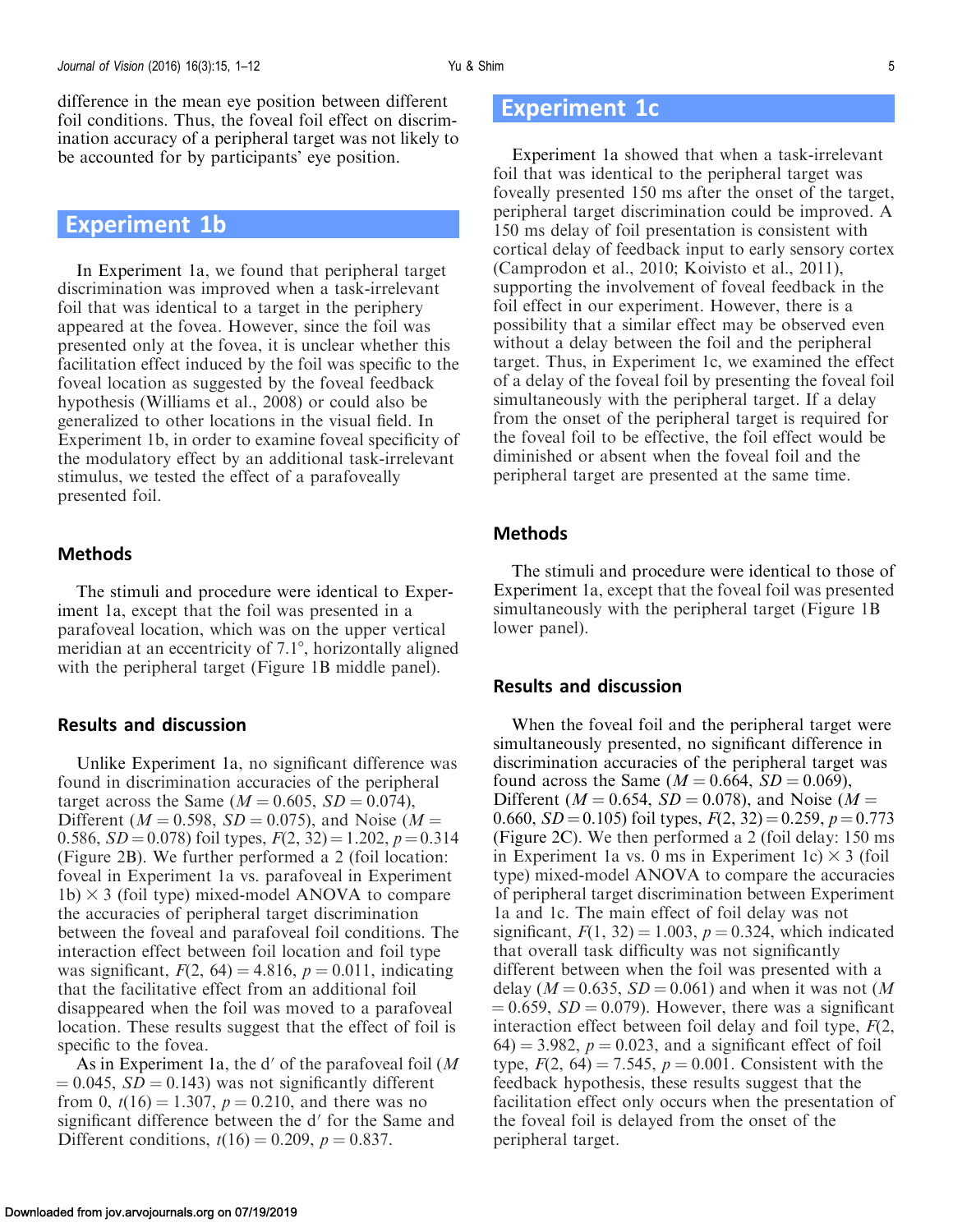difference in the mean eye position between different foil conditions. Thus, the foveal foil effect on discrimination accuracy of a peripheral target was not likely to be accounted for by participants' eye position.

## Experiment 1b

In Experiment 1a, we found that peripheral target discrimination was improved when a task-irrelevant foil that was identical to a target in the periphery appeared at the fovea. However, since the foil was presented only at the fovea, it is unclear whether this facilitation effect induced by the foil was specific to the foveal location as suggested by the foveal feedback hypothesis (Williams et al., 2008) or could also be generalized to other locations in the visual field. In Experiment 1b, in order to examine foveal specificity of the modulatory effect by an additional task-irrelevant stimulus, we tested the effect of a parafoveally presented foil.

### Methods

The stimuli and procedure were identical to Experiment 1a, except that the foil was presented in a parafoveal location, which was on the upper vertical meridian at an eccentricity of 7.1°, horizontally aligned with the peripheral target (Figure 1B middle panel).

### Results and discussion

Unlike Experiment 1a, no significant difference was found in discrimination accuracies of the peripheral target across the Same ($M = 0.605$, $SD = 0.074$), Different ($M = 0.598$, $SD = 0.075$), and Noise ($M = 0.586$, $SD = 0.078$) foil types, $F(2, 32) = 1.202$, $p = 0.314$ (Figure 2B). We further performed a 2 (foil location: foveal in Experiment 1a vs. parafoveal in Experiment 1b) × 3 (foil type) mixed-model ANOVA to compare the accuracies of peripheral target discrimination between the foveal and parafoveal foil conditions. The interaction effect between foil location and foil type was significant, $F(2, 64) = 4.816$, $p = 0.011$, indicating that the facilitative effect from an additional foil disappeared when the foil was moved to a parafoveal location. These results suggest that the effect of foil is specific to the fovea.

As in Experiment 1a, the d′ of the parafoveal foil ($M = 0.045$, $SD = 0.143$) was not significantly different from 0, $t(16) = 1.307$, $p = 0.210$, and there was no significant difference between the d′ for the Same and Different conditions, $t(16) = 0.209$, $p = 0.837$.

## Experiment 1c

Experiment 1a showed that when a task-irrelevant foil that was identical to the peripheral target was foveally presented 150 ms after the onset of the target, peripheral target discrimination could be improved. A 150 ms delay of foil presentation is consistent with cortical delay of feedback input to early sensory cortex (Camprodon et al., 2010; Koivisto et al., 2011), supporting the involvement of foveal feedback in the foil effect in our experiment. However, there is a possibility that a similar effect may be observed even without a delay between the foil and the peripheral target. Thus, in Experiment 1c, we examined the effect of a delay of the foveal foil by presenting the foveal foil simultaneously with the peripheral target. If a delay from the onset of the peripheral target is required for the foveal foil to be effective, the foil effect would be diminished or absent when the foveal foil and the peripheral target are presented at the same time.

### Methods

The stimuli and procedure were identical to those of Experiment 1a, except that the foveal foil was presented simultaneously with the peripheral target (Figure 1B lower panel).

### Results and discussion

When the foveal foil and the peripheral target were simultaneously presented, no significant difference in discrimination accuracies of the peripheral target was found across the Same ($M = 0.664$, $SD = 0.069$), Different ($M = 0.654$, $SD = 0.078$), and Noise ($M = 0.660$, $SD = 0.105$) foil types, $F(2, 32) = 0.259$, $p = 0.773$ (Figure 2C). We then performed a 2 (foil delay: 150 ms in Experiment 1a vs. 0 ms in Experiment 1c) × 3 (foil type) mixed-model ANOVA to compare the accuracies of peripheral target discrimination between Experiment 1a and 1c. The main effect of foil delay was not significant, $F(1, 32) = 1.003$, $p = 0.324$, which indicated that overall task difficulty was not significantly different between when the foil was presented with a delay ($M = 0.635$, $SD = 0.061$) and when it was not ($M = 0.659$, $SD = 0.079$). However, there was a significant interaction effect between foil delay and foil type, $F(2, 64) = 3.982$, $p = 0.023$, and a significant effect of foil type, $F(2, 64) = 7.545$, $p = 0.001$. Consistent with the feedback hypothesis, these results suggest that the facilitation effect only occurs when the presentation of the foveal foil is delayed from the onset of the peripheral target.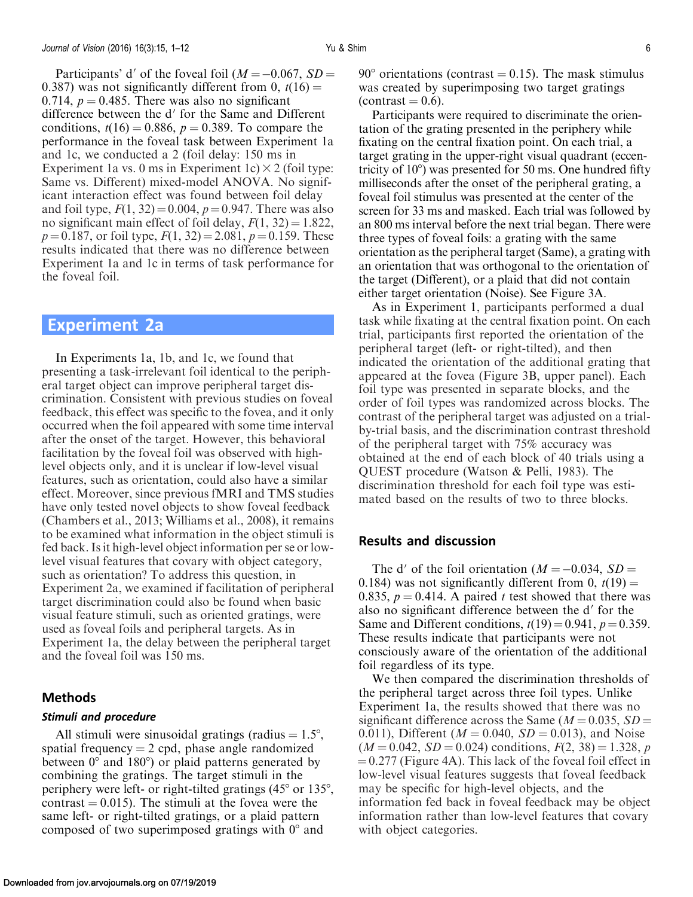Participants' d′ of the foveal foil ($M = -0.067$, $SD = 0.387$) was not significantly different from 0, $t(16) = 0.714$, $p = 0.485$. There was also no significant difference between the d′ for the Same and Different conditions, $t(16) = 0.886$, $p = 0.389$. To compare the performance in the foveal task between Experiment 1a and 1c, we conducted a 2 (foil delay: 150 ms in Experiment 1a vs. 0 ms in Experiment 1c) × 2 (foil type: Same vs. Different) mixed-model ANOVA. No significant interaction effect was found between foil delay and foil type, $F(1, 32) = 0.004$, $p = 0.947$. There was also no significant main effect of foil delay, $F(1, 32) = 1.822$, $p = 0.187$, or foil type, $F(1, 32) = 2.081$, $p = 0.159$. These results indicated that there was no difference between Experiment 1a and 1c in terms of task performance for the foveal foil.

## Experiment 2a

In Experiments 1a, 1b, and 1c, we found that presenting a task-irrelevant foil identical to the peripheral target object can improve peripheral target discrimination. Consistent with previous studies on foveal feedback, this effect was specific to the fovea, and it only occurred when the foil appeared with some time interval after the onset of the target. However, this behavioral facilitation by the foveal foil was observed with high-level objects only, and it is unclear if low-level visual features, such as orientation, could also have a similar effect. Moreover, since previous fMRI and TMS studies have only tested novel objects to show foveal feedback (Chambers et al., 2013; Williams et al., 2008), it remains to be examined what information in the object stimuli is fed back. Is it high-level object information per se or low-level visual features that covary with object category, such as orientation? To address this question, in Experiment 2a, we examined if facilitation of peripheral target discrimination could also be found when basic visual feature stimuli, such as oriented gratings, were used as foveal foils and peripheral targets. As in Experiment 1a, the delay between the peripheral target and the foveal foil was 150 ms.

### Methods

#### *Stimuli and procedure*

All stimuli were sinusoidal gratings (radius = 1.5°, spatial frequency = 2 cpd, phase angle randomized between 0° and 180°) or plaid patterns generated by combining the gratings. The target stimuli in the periphery were left- or right-tilted gratings (45° or 135°, contrast = 0.015). The stimuli at the fovea were the same left- or right-tilted gratings, or a plaid pattern composed of two superimposed gratings with 0° and 90° orientations (contrast = 0.15). The mask stimulus was created by superimposing two target gratings (contrast = 0.6).

Participants were required to discriminate the orientation of the grating presented in the periphery while fixating on the central fixation point. On each trial, a target grating in the upper-right visual quadrant (eccentricity of 10°) was presented for 50 ms. One hundred fifty milliseconds after the onset of the peripheral grating, a foveal foil stimulus was presented at the center of the screen for 33 ms and masked. Each trial was followed by an 800 ms interval before the next trial began. There were three types of foveal foils: a grating with the same orientation as the peripheral target (Same), a grating with an orientation that was orthogonal to the orientation of the target (Different), or a plaid that did not contain either target orientation (Noise). See Figure 3A.

As in Experiment 1, participants performed a dual task while fixating at the central fixation point. On each trial, participants first reported the orientation of the peripheral target (left- or right-tilted), and then indicated the orientation of the additional grating that appeared at the fovea (Figure 3B, upper panel). Each foil type was presented in separate blocks, and the order of foil types was randomized across blocks. The contrast of the peripheral target was adjusted on a trial-by-trial basis, and the discrimination contrast threshold of the peripheral target with 75% accuracy was obtained at the end of each block of 40 trials using a QUEST procedure (Watson & Pelli, 1983). The discrimination threshold for each foil type was estimated based on the results of two to three blocks.

### Results and discussion

The d′ of the foil orientation ($M = -0.034$, $SD = 0.184$) was not significantly different from 0, $t(19) = 0.835$, $p = 0.414$. A paired *t* test showed that there was also no significant difference between the d′ for the Same and Different conditions, $t(19) = 0.941$, $p = 0.359$. These results indicate that participants were not consciously aware of the orientation of the additional foil regardless of its type.

We then compared the discrimination thresholds of the peripheral target across three foil types. Unlike Experiment 1a, the results showed that there was no significant difference across the Same ($M = 0.035$, $SD = 0.011$), Different ($M = 0.040$, $SD = 0.013$), and Noise ($M = 0.042$, $SD = 0.024$) conditions, $F(2, 38) = 1.328$, $p = 0.277$ (Figure 4A). This lack of the foveal foil effect in low-level visual features suggests that foveal feedback may be specific for high-level objects, and the information fed back in foveal feedback may be object information rather than low-level features that covary with object categories.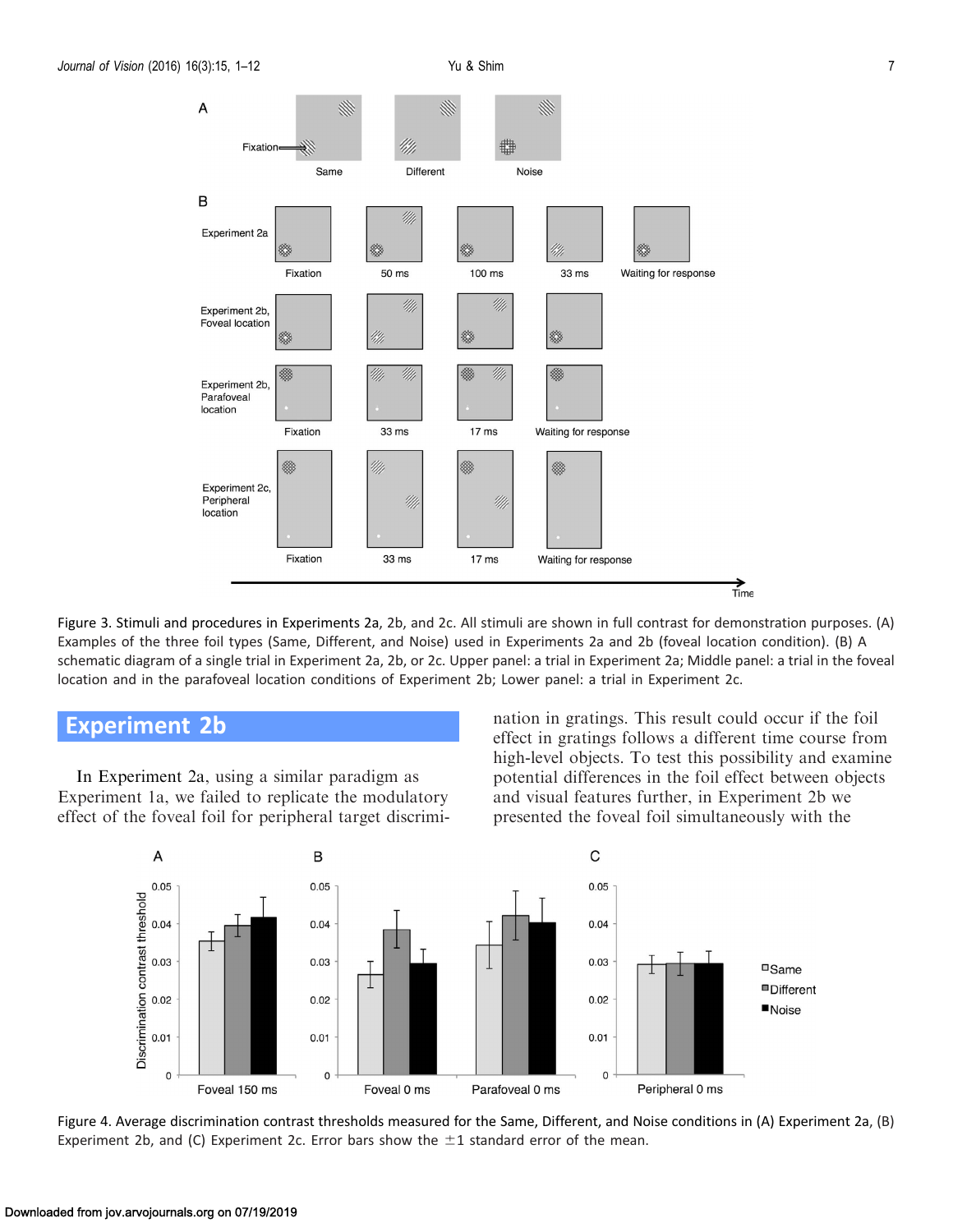Figure 3. Stimuli and procedures in Experiments 2a, 2b, and 2c. All stimuli are shown in full contrast for demonstration purposes. (A) Examples of the three foil types (Same, Different, and Noise) used in Experiments 2a and 2b (foveal location condition). (B) A schematic diagram of a single trial in Experiment 2a, 2b, or 2c. Upper panel: a trial in Experiment 2a; Middle panel: a trial in the foveal location and in the parafoveal location conditions of Experiment 2b; Lower panel: a trial in Experiment 2c.

## Experiment 2b

In Experiment 2a, using a similar paradigm as Experiment 1a, we failed to replicate the modulatory effect of the foveal foil for peripheral target discrimination in gratings. This result could occur if the foil effect in gratings follows a different time course from high-level objects. To test this possibility and examine potential differences in the foil effect between objects and visual features further, in Experiment 2b we presented the foveal foil simultaneously with the

Figure 4. Average discrimination contrast thresholds measured for the Same, Different, and Noise conditions in (A) Experiment 2a, (B) Experiment 2b, and (C) Experiment 2c. Error bars show the ±1 standard error of the mean.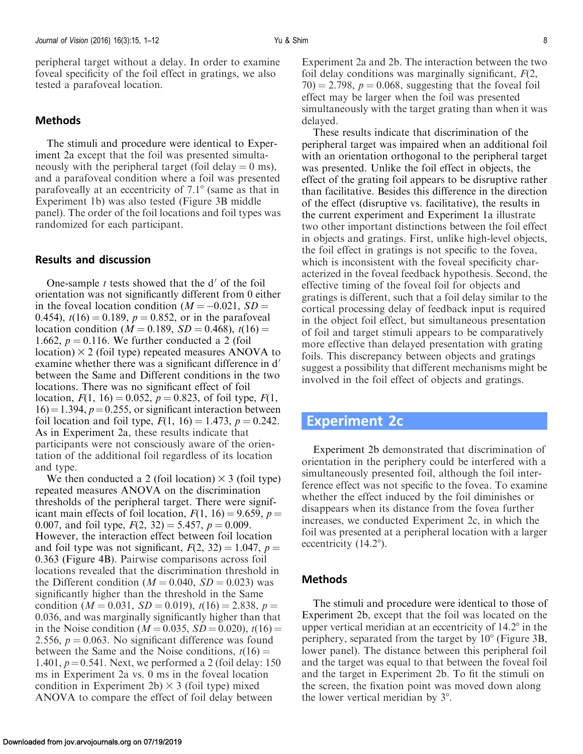peripheral target without a delay. In order to examine foveal specificity of the foil effect in gratings, we also tested a parafoveal location.

### Methods

The stimuli and procedure were identical to Experiment 2a except that the foil was presented simultaneously with the peripheral target (foil delay = 0 ms), and a parafoveal condition where a foil was presented parafoveally at an eccentricity of 7.1° (same as that in Experiment 1b) was also tested (Figure 3B middle panel). The order of the foil locations and foil types was randomized for each participant.

### Results and discussion

One-sample $t$ tests showed that the d′ of the foil orientation was not significantly different from 0 either in the foveal location condition ($M = -0.021$, $SD = 0.454$), $t(16) = 0.189$, $p = 0.852$, or in the parafoveal location condition ($M = 0.189$, $SD = 0.468$), $t(16) = 1.662$, $p = 0.116$. We further conducted a 2 (foil location) × 2 (foil type) repeated measures ANOVA to examine whether there was a significant difference in d′ between the Same and Different conditions in the two locations. There was no significant effect of foil location, $F(1, 16) = 0.052$, $p = 0.823$, of foil type, $F(1, 16) = 1.394$, $p = 0.255$, or significant interaction between foil location and foil type, $F(1, 16) = 1.473$, $p = 0.242$. As in Experiment 2a, these results indicate that participants were not consciously aware of the orientation of the additional foil regardless of its location and type.

We then conducted a 2 (foil location) × 3 (foil type) repeated measures ANOVA on the discrimination thresholds of the peripheral target. There were significant main effects of foil location, $F(1, 16) = 9.659$, $p = 0.007$, and foil type, $F(2, 32) = 5.457$, $p = 0.009$. However, the interaction effect between foil location and foil type was not significant, $F(2, 32) = 1.047$, $p = 0.363$ (Figure 4B). Pairwise comparisons across foil locations revealed that the discrimination threshold in the Different condition ($M = 0.040$, $SD = 0.023$) was significantly higher than the threshold in the Same condition ($M = 0.031$, $SD = 0.019$), $t(16) = 2.838$, $p = 0.036$, and was marginally significantly higher than that in the Noise condition ($M = 0.035$, $SD = 0.020$), $t(16) = 2.556$, $p = 0.063$. No significant difference was found between the Same and the Noise conditions, $t(16) = 1.401$, $p = 0.541$. Next, we performed a 2 (foil delay: 150 ms in Experiment 2a vs. 0 ms in the foveal location condition in Experiment 2b) × 3 (foil type) mixed ANOVA to compare the effect of foil delay between Experiment 2a and 2b. The interaction between the two foil delay conditions was marginally significant, $F(2, 70) = 2.798$, $p = 0.068$, suggesting that the foveal foil effect may be larger when the foil was presented simultaneously with the target grating than when it was delayed.

These results indicate that discrimination of the peripheral target was impaired when an additional foil with an orientation orthogonal to the peripheral target was presented. Unlike the foil effect in objects, the effect of the grating foil appears to be disruptive rather than facilitative. Besides this difference in the direction of the effect (disruptive vs. facilitative), the results in the current experiment and Experiment 1a illustrate two other important distinctions between the foil effect in objects and gratings. First, unlike high-level objects, the foil effect in gratings is not specific to the fovea, which is inconsistent with the foveal specificity characterized in the foveal feedback hypothesis. Second, the effective timing of the foveal foil for objects and gratings is different, such that a foil delay similar to the cortical processing delay of feedback input is required in the object foil effect, but simultaneous presentation of foil and target stimuli appears to be comparatively more effective than delayed presentation with grating foils. This discrepancy between objects and gratings suggest a possibility that different mechanisms might be involved in the foil effect of objects and gratings.

## Experiment 2c

Experiment 2b demonstrated that discrimination of orientation in the periphery could be interfered with a simultaneously presented foil, although the foil interference effect was not specific to the fovea. To examine whether the effect induced by the foil diminishes or disappears when its distance from the fovea further increases, we conducted Experiment 2c, in which the foil was presented at a peripheral location with a larger eccentricity (14.2°).

### Methods

The stimuli and procedure were identical to those of Experiment 2b, except that the foil was located on the upper vertical meridian at an eccentricity of 14.2° in the periphery, separated from the target by 10° (Figure 3B, lower panel). The distance between this peripheral foil and the target was equal to that between the foveal foil and the target in Experiment 2b. To fit the stimuli on the screen, the fixation point was moved down along the lower vertical meridian by 3°.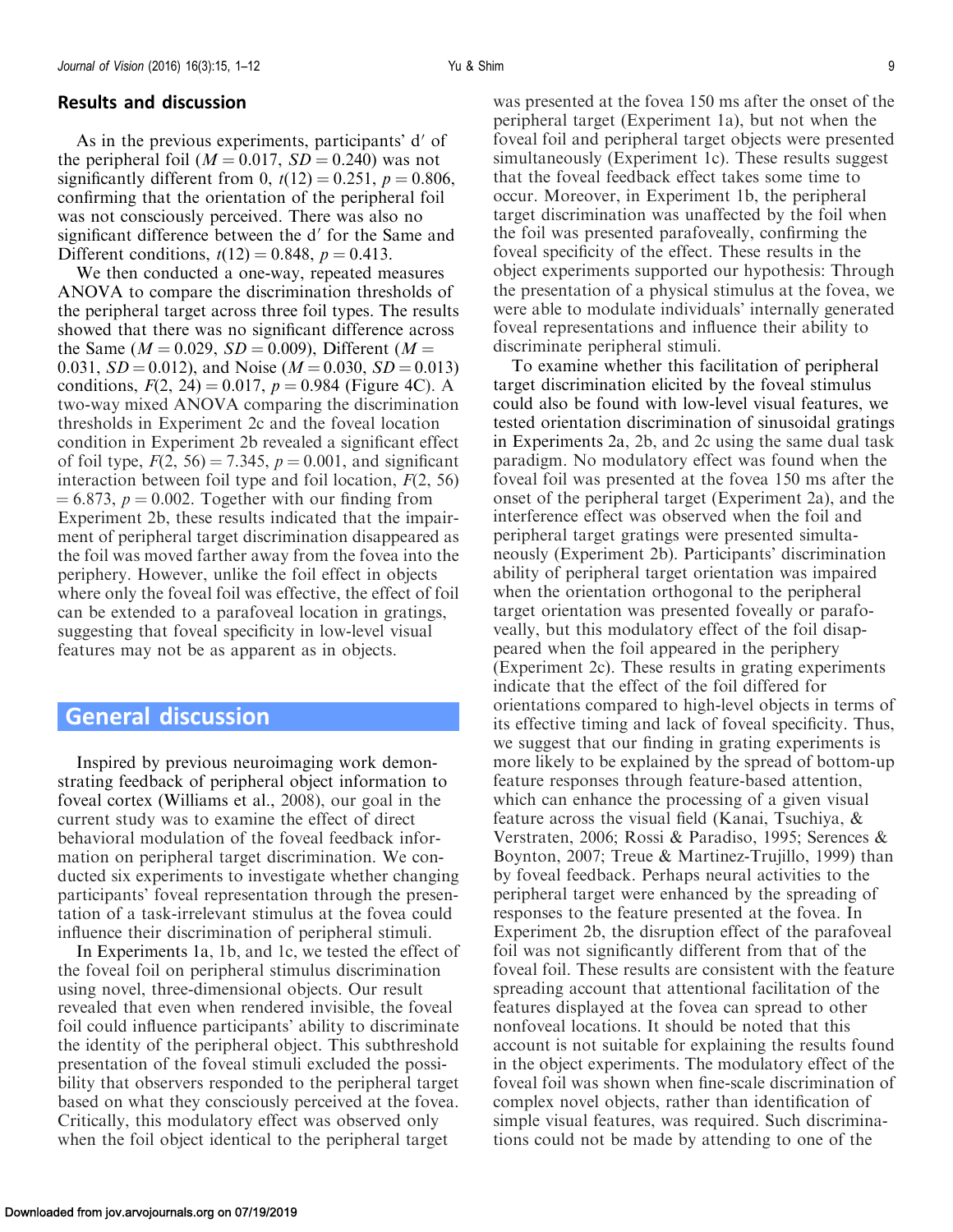### Results and discussion

As in the previous experiments, participants' d′ of the peripheral foil ($M = 0.017$, $SD = 0.240$) was not significantly different from 0, $t(12) = 0.251$, $p = 0.806$, confirming that the orientation of the peripheral foil was not consciously perceived. There was also no significant difference between the d′ for the Same and Different conditions, $t(12) = 0.848$, $p = 0.413$.

We then conducted a one-way, repeated measures ANOVA to compare the discrimination thresholds of the peripheral target across three foil types. The results showed that there was no significant difference across the Same ($M = 0.029$, $SD = 0.009$), Different ($M = 0.031$, $SD = 0.012$), and Noise ($M = 0.030$, $SD = 0.013$) conditions, $F(2, 24) = 0.017$, $p = 0.984$ (Figure 4C). A two-way mixed ANOVA comparing the discrimination thresholds in Experiment 2c and the foveal location condition in Experiment 2b revealed a significant effect of foil type, $F(2, 56) = 7.345$, $p = 0.001$, and significant interaction between foil type and foil location, $F(2, 56) = 6.873$, $p = 0.002$. Together with our finding from Experiment 2b, these results indicated that the impairment of peripheral target discrimination disappeared as the foil was moved farther away from the fovea into the periphery. However, unlike the foil effect in objects where only the foveal foil was effective, the effect of foil can be extended to a parafoveal location in gratings, suggesting that foveal specificity in low-level visual features may not be as apparent as in objects.

## General discussion

Inspired by previous neuroimaging work demonstrating feedback of peripheral object information to foveal cortex (Williams et al., 2008), our goal in the current study was to examine the effect of direct behavioral modulation of the foveal feedback information on peripheral target discrimination. We conducted six experiments to investigate whether changing participants' foveal representation through the presentation of a task-irrelevant stimulus at the fovea could influence their discrimination of peripheral stimuli.

In Experiments 1a, 1b, and 1c, we tested the effect of the foveal foil on peripheral stimulus discrimination using novel, three-dimensional objects. Our result revealed that even when rendered invisible, the foveal foil could influence participants' ability to discriminate the identity of the peripheral object. This subthreshold presentation of the foveal stimuli excluded the possibility that observers responded to the peripheral target based on what they consciously perceived at the fovea. Critically, this modulatory effect was observed only when the foil object identical to the peripheral target was presented at the fovea 150 ms after the onset of the peripheral target (Experiment 1a), but not when the foveal foil and peripheral target objects were presented simultaneously (Experiment 1c). These results suggest that the foveal feedback effect takes some time to occur. Moreover, in Experiment 1b, the peripheral target discrimination was unaffected by the foil when the foil was presented parafoveally, confirming the foveal specificity of the effect. These results in the object experiments supported our hypothesis: Through the presentation of a physical stimulus at the fovea, we were able to modulate individuals' internally generated foveal representations and influence their ability to discriminate peripheral stimuli.

To examine whether this facilitation of peripheral target discrimination elicited by the foveal stimulus could also be found with low-level visual features, we tested orientation discrimination of sinusoidal gratings in Experiments 2a, 2b, and 2c using the same dual task paradigm. No modulatory effect was found when the foveal foil was presented at the fovea 150 ms after the onset of the peripheral target (Experiment 2a), and the interference effect was observed when the foil and peripheral target gratings were presented simultaneously (Experiment 2b). Participants' discrimination ability of peripheral target orientation was impaired when the orientation orthogonal to the peripheral target orientation was presented foveally or parafoveally, but this modulatory effect of the foil disappeared when the foil appeared in the periphery (Experiment 2c). These results in grating experiments indicate that the effect of the foil differed for orientations compared to high-level objects in terms of its effective timing and lack of foveal specificity. Thus, we suggest that our finding in grating experiments is more likely to be explained by the spread of bottom-up feature responses through feature-based attention, which can enhance the processing of a given visual feature across the visual field (Kanai, Tsuchiya, & Verstraten, 2006; Rossi & Paradiso, 1995; Serences & Boynton, 2007; Treue & Martinez-Trujillo, 1999) than by foveal feedback. Perhaps neural activities to the peripheral target were enhanced by the spreading of responses to the feature presented at the fovea. In Experiment 2b, the disruption effect of the parafoveal foil was not significantly different from that of the foveal foil. These results are consistent with the feature spreading account that attentional facilitation of the features displayed at the fovea can spread to other nonfoveal locations. It should be noted that this account is not suitable for explaining the results found in the object experiments. The modulatory effect of the foveal foil was shown when fine-scale discrimination of complex novel objects, rather than identification of simple visual features, was required. Such discriminations could not be made by attending to one of the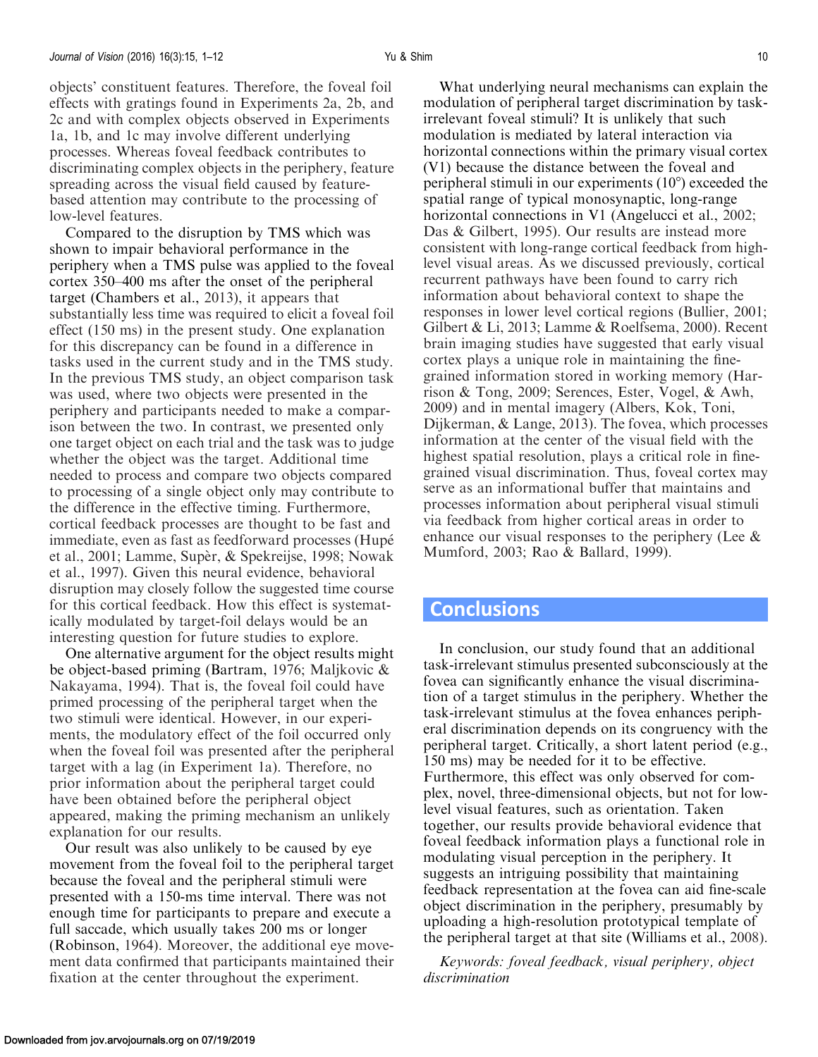objects' constituent features. Therefore, the foveal foil effects with gratings found in Experiments 2a, 2b, and 2c and with complex objects observed in Experiments 1a, 1b, and 1c may involve different underlying processes. Whereas foveal feedback contributes to discriminating complex objects in the periphery, feature spreading across the visual field caused by feature-based attention may contribute to the processing of low-level features.

Compared to the disruption by TMS which was shown to impair behavioral performance in the periphery when a TMS pulse was applied to the foveal cortex 350–400 ms after the onset of the peripheral target (Chambers et al., 2013), it appears that substantially less time was required to elicit a foveal foil effect (150 ms) in the present study. One explanation for this discrepancy can be found in a difference in tasks used in the current study and in the TMS study. In the previous TMS study, an object comparison task was used, where two objects were presented in the periphery and participants needed to make a comparison between the two. In contrast, we presented only one target object on each trial and the task was to judge whether the object was the target. Additional time needed to process and compare two objects compared to processing of a single object only may contribute to the difference in the effective timing. Furthermore, cortical feedback processes are thought to be fast and immediate, even as fast as feedforward processes (Hupé et al., 2001; Lamme, Supèr, & Spekreijse, 1998; Nowak et al., 1997). Given this neural evidence, behavioral disruption may closely follow the suggested time course for this cortical feedback. How this effect is systematically modulated by target-foil delays would be an interesting question for future studies to explore.

One alternative argument for the object results might be object-based priming (Bartram, 1976; Maljkovic & Nakayama, 1994). That is, the foveal foil could have primed processing of the peripheral target when the two stimuli were identical. However, in our experiments, the modulatory effect of the foil occurred only when the foveal foil was presented after the peripheral target with a lag (in Experiment 1a). Therefore, no prior information about the peripheral target could have been obtained before the peripheral object appeared, making the priming mechanism an unlikely explanation for our results.

Our result was also unlikely to be caused by eye movement from the foveal foil to the peripheral target because the foveal and the peripheral stimuli were presented with a 150-ms time interval. There was not enough time for participants to prepare and execute a full saccade, which usually takes 200 ms or longer (Robinson, 1964). Moreover, the additional eye movement data confirmed that participants maintained their fixation at the center throughout the experiment.

What underlying neural mechanisms can explain the modulation of peripheral target discrimination by task-irrelevant foveal stimuli? It is unlikely that such modulation is mediated by lateral interaction via horizontal connections within the primary visual cortex (V1) because the distance between the foveal and peripheral stimuli in our experiments (10°) exceeded the spatial range of typical monosynaptic, long-range horizontal connections in V1 (Angelucci et al., 2002; Das & Gilbert, 1995). Our results are instead more consistent with long-range cortical feedback from high-level visual areas. As we discussed previously, cortical recurrent pathways have been found to carry rich information about behavioral context to shape the responses in lower level cortical regions (Bullier, 2001; Gilbert & Li, 2013; Lamme & Roelfsema, 2000). Recent brain imaging studies have suggested that early visual cortex plays a unique role in maintaining the fine-grained information stored in working memory (Harrison & Tong, 2009; Serences, Ester, Vogel, & Awh, 2009) and in mental imagery (Albers, Kok, Toni, Dijkerman, & Lange, 2013). The fovea, which processes information at the center of the visual field with the highest spatial resolution, plays a critical role in fine-grained visual discrimination. Thus, foveal cortex may serve as an informational buffer that maintains and processes information about peripheral visual stimuli via feedback from higher cortical areas in order to enhance our visual responses to the periphery (Lee & Mumford, 2003; Rao & Ballard, 1999).

## Conclusions

In conclusion, our study found that an additional task-irrelevant stimulus presented subconsciously at the fovea can significantly enhance the visual discrimination of a target stimulus in the periphery. Whether the task-irrelevant stimulus at the fovea enhances peripheral discrimination depends on its congruency with the peripheral target. Critically, a short latent period (e.g., 150 ms) may be needed for it to be effective. Furthermore, this effect was only observed for complex, novel, three-dimensional objects, but not for low-level visual features, such as orientation. Taken together, our results provide behavioral evidence that foveal feedback information plays a functional role in modulating visual perception in the periphery. It suggests an intriguing possibility that maintaining feedback representation at the fovea can aid fine-scale object discrimination in the periphery, presumably by uploading a high-resolution prototypical template of the peripheral target at that site (Williams et al., 2008).

*Keywords: foveal feedback, visual periphery, object discrimination*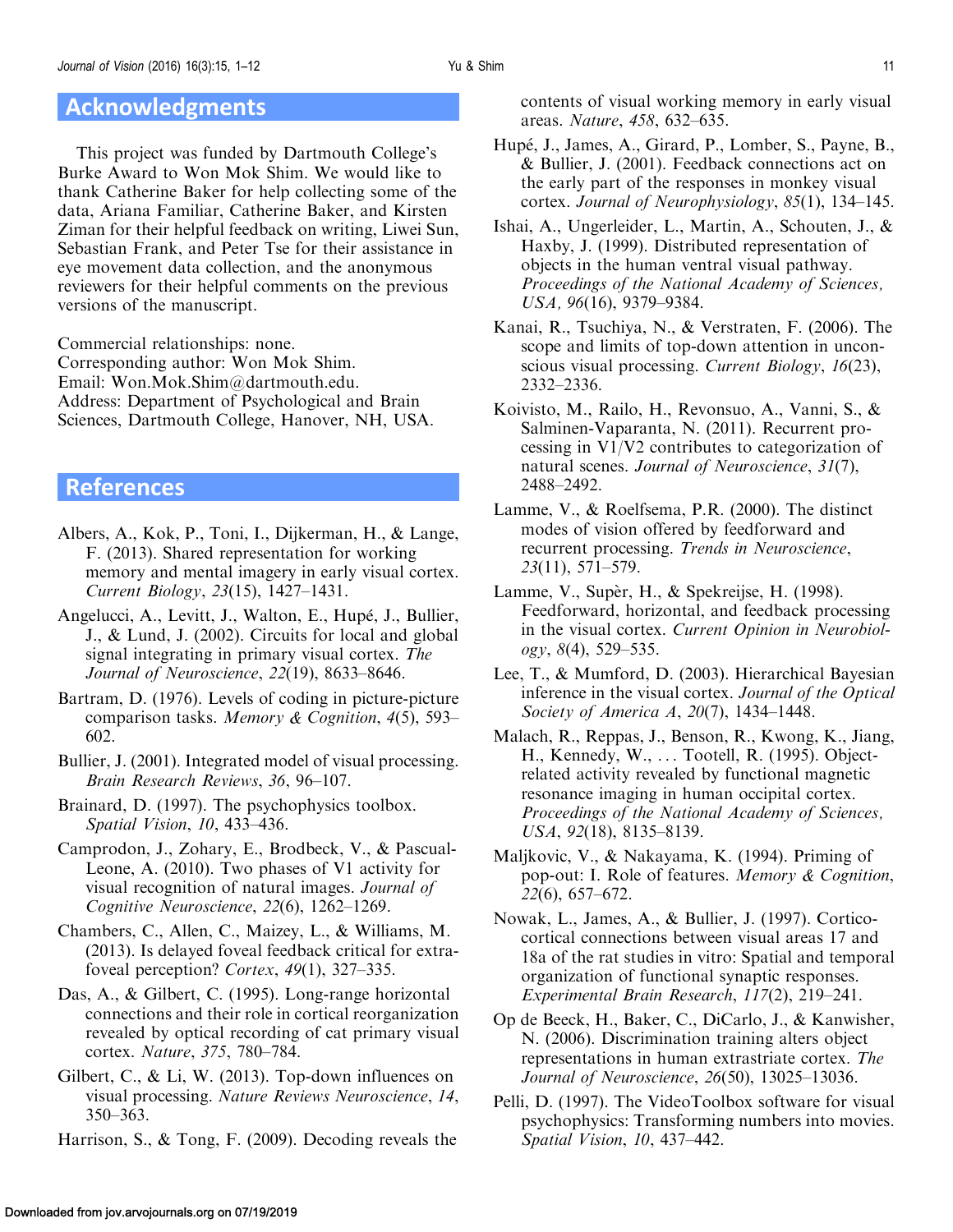## Acknowledgments

This project was funded by Dartmouth College's Burke Award to Won Mok Shim. We would like to thank Catherine Baker for help collecting some of the data, Ariana Familiar, Catherine Baker, and Kirsten Ziman for their helpful feedback on writing, Liwei Sun, Sebastian Frank, and Peter Tse for their assistance in eye movement data collection, and the anonymous reviewers for their helpful comments on the previous versions of the manuscript.

Commercial relationships: none.
Corresponding author: Won Mok Shim.
Email: Won.Mok.Shim@dartmouth.edu.
Address: Department of Psychological and Brain Sciences, Dartmouth College, Hanover, NH, USA.

## References

Albers, A., Kok, P., Toni, I., Dijkerman, H., & Lange, F. (2013). Shared representation for working memory and mental imagery in early visual cortex. *Current Biology*, *23*(15), 1427–1431.

Angelucci, A., Levitt, J., Walton, E., Hupé, J., Bullier, J., & Lund, J. (2002). Circuits for local and global signal integrating in primary visual cortex. *The Journal of Neuroscience*, *22*(19), 8633–8646.

Bartram, D. (1976). Levels of coding in picture-picture comparison tasks. *Memory & Cognition*, *4*(5), 593–602.

Bullier, J. (2001). Integrated model of visual processing. *Brain Research Reviews*, *36*, 96–107.

Brainard, D. (1997). The psychophysics toolbox. *Spatial Vision*, *10*, 433–436.

Camprodon, J., Zohary, E., Brodbeck, V., & Pascual-Leone, A. (2010). Two phases of V1 activity for visual recognition of natural images. *Journal of Cognitive Neuroscience*, *22*(6), 1262–1269.

Chambers, C., Allen, C., Maizey, L., & Williams, M. (2013). Is delayed foveal feedback critical for extra-foveal perception? *Cortex*, *49*(1), 327–335.

Das, A., & Gilbert, C. (1995). Long-range horizontal connections and their role in cortical reorganization revealed by optical recording of cat primary visual cortex. *Nature*, *375*, 780–784.

Gilbert, C., & Li, W. (2013). Top-down influences on visual processing. *Nature Reviews Neuroscience*, *14*, 350–363.

Harrison, S., & Tong, F. (2009). Decoding reveals the contents of visual working memory in early visual areas. *Nature*, *458*, 632–635.

Hupé, J., James, A., Girard, P., Lomber, S., Payne, B., & Bullier, J. (2001). Feedback connections act on the early part of the responses in monkey visual cortex. *Journal of Neurophysiology*, *85*(1), 134–145.

Ishai, A., Ungerleider, L., Martin, A., Schouten, J., & Haxby, J. (1999). Distributed representation of objects in the human ventral visual pathway. *Proceedings of the National Academy of Sciences, USA*, *96*(16), 9379–9384.

Kanai, R., Tsuchiya, N., & Verstraten, F. (2006). The scope and limits of top-down attention in unconscious visual processing. *Current Biology*, *16*(23), 2332–2336.

Koivisto, M., Railo, H., Revonsuo, A., Vanni, S., & Salminen-Vaparanta, N. (2011). Recurrent processing in V1/V2 contributes to categorization of natural scenes. *Journal of Neuroscience*, *31*(7), 2488–2492.

Lamme, V., & Roelfsema, P.R. (2000). The distinct modes of vision offered by feedforward and recurrent processing. *Trends in Neuroscience*, *23*(11), 571–579.

Lamme, V., Supèr, H., & Spekreijse, H. (1998). Feedforward, horizontal, and feedback processing in the visual cortex. *Current Opinion in Neurobiology*, *8*(4), 529–535.

Lee, T., & Mumford, D. (2003). Hierarchical Bayesian inference in the visual cortex. *Journal of the Optical Society of America A*, *20*(7), 1434–1448.

Malach, R., Reppas, J., Benson, R., Kwong, K., Jiang, H., Kennedy, W., ... Tootell, R. (1995). Object-related activity revealed by functional magnetic resonance imaging in human occipital cortex. *Proceedings of the National Academy of Sciences, USA*, *92*(18), 8135–8139.

Maljkovic, V., & Nakayama, K. (1994). Priming of pop-out: I. Role of features. *Memory & Cognition*, *22*(6), 657–672.

Nowak, L., James, A., & Bullier, J. (1997). Cortico-cortical connections between visual areas 17 and 18a of the rat studies in vitro: Spatial and temporal organization of functional synaptic responses. *Experimental Brain Research*, *117*(2), 219–241.

Op de Beeck, H., Baker, C., DiCarlo, J., & Kanwisher, N. (2006). Discrimination training alters object representations in human extrastriate cortex. *The Journal of Neuroscience*, *26*(50), 13025–13036.

Pelli, D. (1997). The VideoToolbox software for visual psychophysics: Transforming numbers into movies. *Spatial Vision*, *10*, 437–442.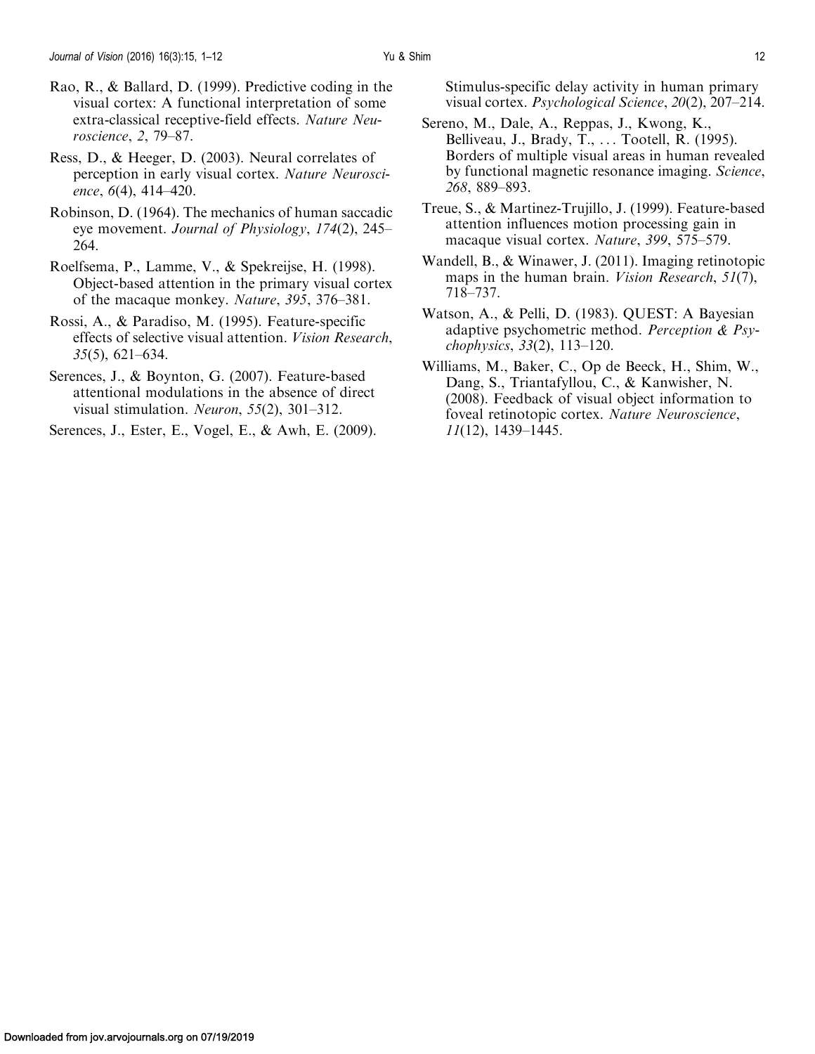Rao, R., & Ballard, D. (1999). Predictive coding in the visual cortex: A functional interpretation of some extra-classical receptive-field effects. *Nature Neuroscience*, *2*, 79–87.

Ress, D., & Heeger, D. (2003). Neural correlates of perception in early visual cortex. *Nature Neuroscience*, *6*(4), 414–420.

Robinson, D. (1964). The mechanics of human saccadic eye movement. *Journal of Physiology*, *174*(2), 245–264.

Roelfsema, P., Lamme, V., & Spekreijse, H. (1998). Object-based attention in the primary visual cortex of the macaque monkey. *Nature*, *395*, 376–381.

Rossi, A., & Paradiso, M. (1995). Feature-specific effects of selective visual attention. *Vision Research*, *35*(5), 621–634.

Serences, J., & Boynton, G. (2007). Feature-based attentional modulations in the absence of direct visual stimulation. *Neuron*, *55*(2), 301–312.

Serences, J., Ester, E., Vogel, E., & Awh, E. (2009). Stimulus-specific delay activity in human primary visual cortex. *Psychological Science*, *20*(2), 207–214.

Sereno, M., Dale, A., Reppas, J., Kwong, K., Belliveau, J., Brady, T., … Tootell, R. (1995). Borders of multiple visual areas in human revealed by functional magnetic resonance imaging. *Science*, *268*, 889–893.

Treue, S., & Martinez-Trujillo, J. (1999). Feature-based attention influences motion processing gain in macaque visual cortex. *Nature*, *399*, 575–579.

Wandell, B., & Winawer, J. (2011). Imaging retinotopic maps in the human brain. *Vision Research*, *51*(7), 718–737.

Watson, A., & Pelli, D. (1983). QUEST: A Bayesian adaptive psychometric method. *Perception & Psychophysics*, *33*(2), 113–120.

Williams, M., Baker, C., Op de Beeck, H., Shim, W., Dang, S., Triantafyllou, C., & Kanwisher, N. (2008). Feedback of visual object information to foveal retinotopic cortex. *Nature Neuroscience*, *11*(12), 1439–1445.